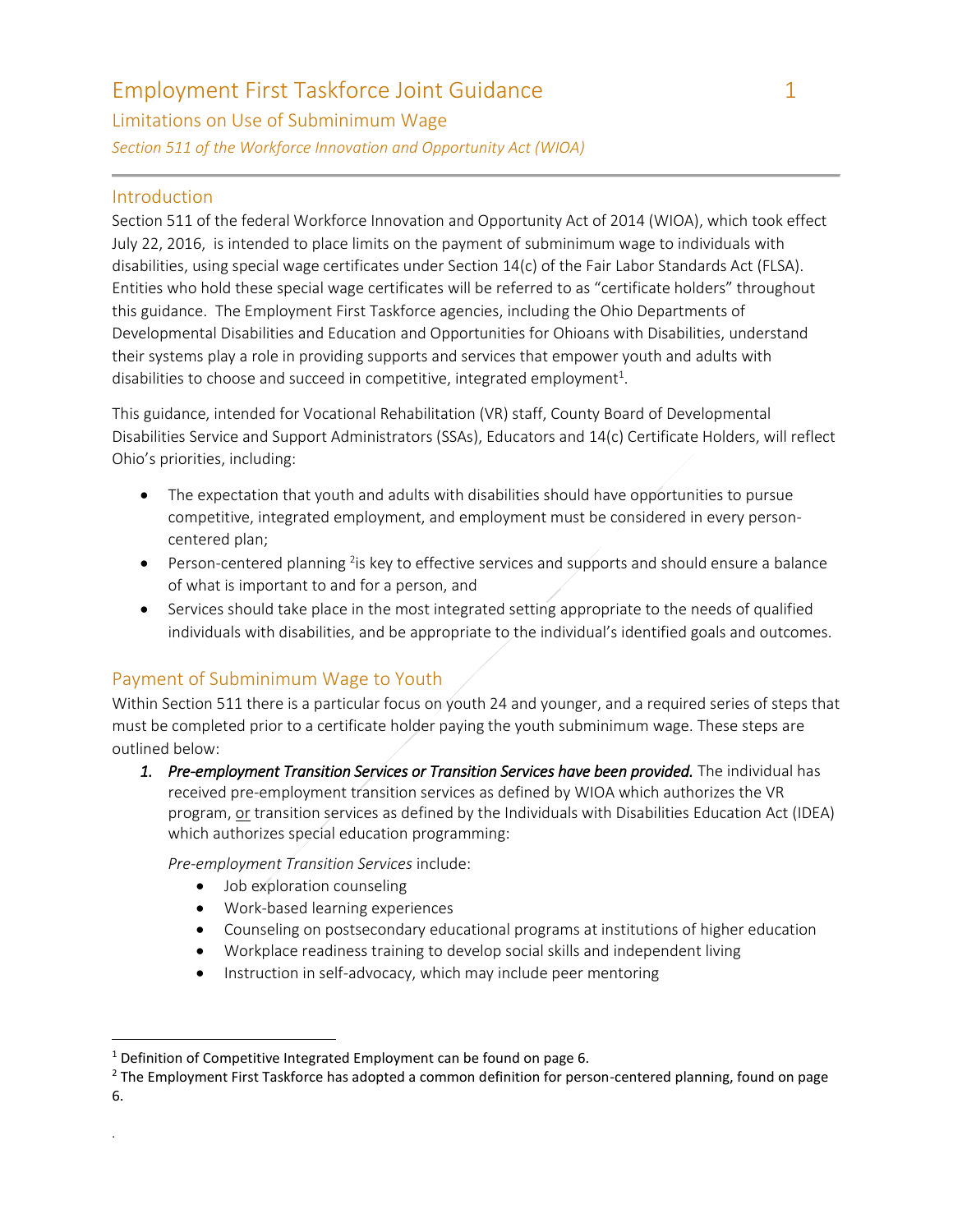# Employment First Taskforce Joint Guidance

## Limitations on Use of Subminimum Wage

*Section 511 of the Workforce Innovation and Opportunity Act (WIOA)*

## Introduction

Section 511 of the federal Workforce Innovation and Opportunity Act of 2014 (WIOA), which took effect July 22, 2016, is intended to place limits on the payment of subminimum wage to individuals with disabilities, using special wage certificates under Section 14(c) of the Fair Labor Standards Act (FLSA). Entities who hold these special wage certificates will be referred to as "certificate holders" throughout this guidance. The Employment First Taskforce agencies, including the Ohio Departments of Developmental Disabilities and Education and Opportunities for Ohioans with Disabilities, understand their systems play a role in providing supports and services that empower youth and adults with disabilities to choose and succeed in competitive, integrated employment[1].

This guidance, intended for Vocational Rehabilitation (VR) staff, County Board of Developmental Disabilities Service and Support Administrators (SSAs), Educators and 14(c) Certificate Holders, will reflect Ohio's priorities, including:

- The expectation that youth and adults with disabilities should have opportunities to pursue competitive, integrated employment, and employment must be considered in every person-centered plan;
- Person-centered planning [2]is key to effective services and supports and should ensure a balance of what is important to and for a person, and
- Services should take place in the most integrated setting appropriate to the needs of qualified individuals with disabilities, and be appropriate to the individual's identified goals and outcomes.

## Payment of Subminimum Wage to Youth

Within Section 511 there is a particular focus on youth 24 and younger, and a required series of steps that must be completed prior to a certificate holder paying the youth subminimum wage. These steps are outlined below:

1. ***Pre-employment Transition Services or Transition Services have been provided.*** The individual has received pre-employment transition services as defined by WIOA which authorizes the VR program, <u>or</u> transition services as defined by the Individuals with Disabilities Education Act (IDEA) which authorizes special education programming:

   *Pre-employment Transition Services* include:
   - Job exploration counseling
   - Work-based learning experiences
   - Counseling on postsecondary educational programs at institutions of higher education
   - Workplace readiness training to develop social skills and independent living
   - Instruction in self-advocacy, which may include peer mentoring

---

[1] Definition of Competitive Integrated Employment can be found on page 6.

[2] The Employment First Taskforce has adopted a common definition for person-centered planning, found on page 6.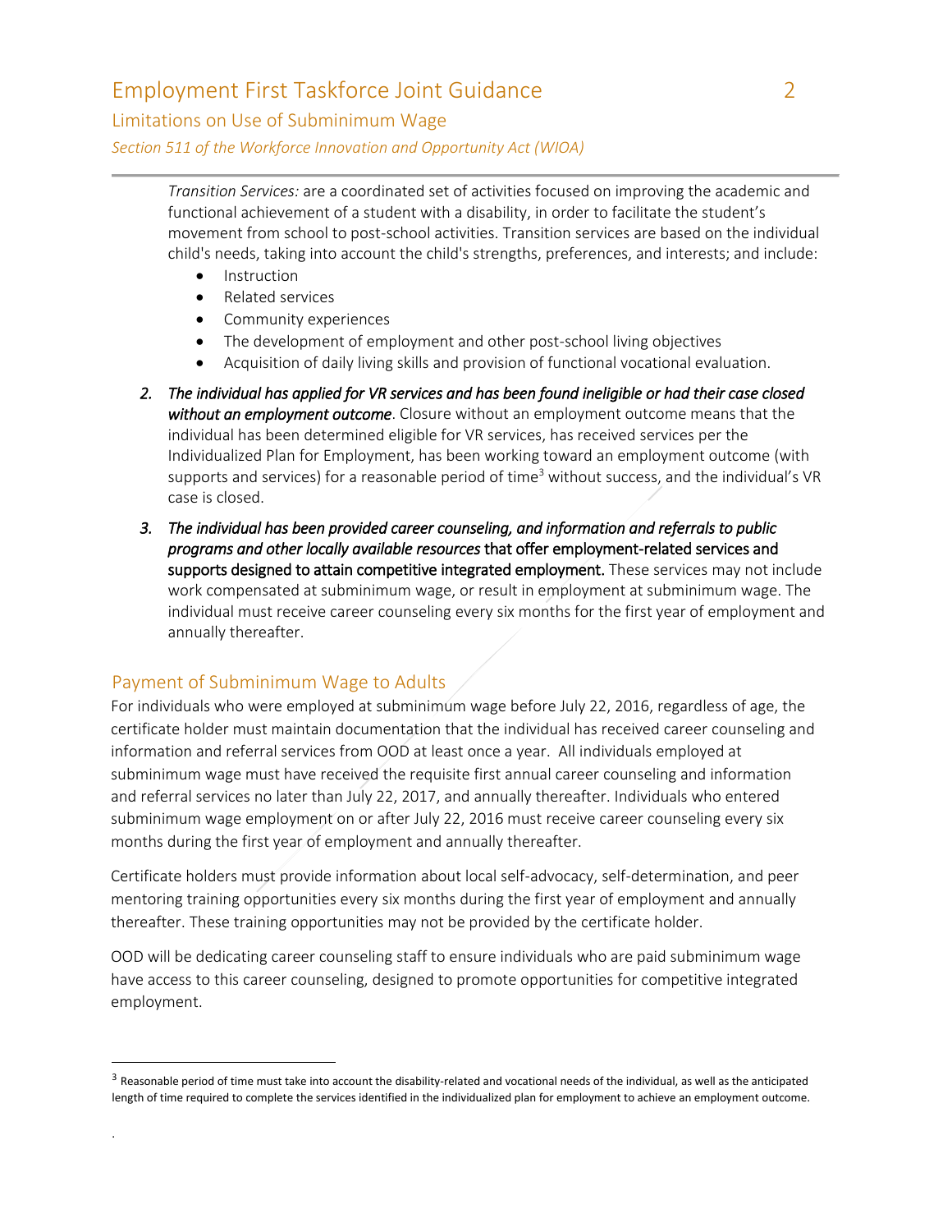*Transition Services:* are a coordinated set of activities focused on improving the academic and functional achievement of a student with a disability, in order to facilitate the student's movement from school to post-school activities. Transition services are based on the individual child's needs, taking into account the child's strengths, preferences, and interests; and include:

- Instruction
- Related services
- Community experiences
- The development of employment and other post-school living objectives
- Acquisition of daily living skills and provision of functional vocational evaluation.

2. ***The individual has applied for VR services and has been found ineligible or had their case closed without an employment outcome***. Closure without an employment outcome means that the individual has been determined eligible for VR services, has received services per the Individualized Plan for Employment, has been working toward an employment outcome (with supports and services) for a reasonable period of time[3] without success, and the individual's VR case is closed.

3. ***The individual has been provided career counseling, and information and referrals to public programs and other locally available resources* that offer employment-related services and supports designed to attain competitive integrated employment.** These services may not include work compensated at subminimum wage, or result in employment at subminimum wage. The individual must receive career counseling every six months for the first year of employment and annually thereafter.

## Payment of Subminimum Wage to Adults

For individuals who were employed at subminimum wage before July 22, 2016, regardless of age, the certificate holder must maintain documentation that the individual has received career counseling and information and referral services from OOD at least once a year. All individuals employed at subminimum wage must have received the requisite first annual career counseling and information and referral services no later than July 22, 2017, and annually thereafter. Individuals who entered subminimum wage employment on or after July 22, 2016 must receive career counseling every six months during the first year of employment and annually thereafter.

Certificate holders must provide information about local self-advocacy, self-determination, and peer mentoring training opportunities every six months during the first year of employment and annually thereafter. These training opportunities may not be provided by the certificate holder.

OOD will be dedicating career counseling staff to ensure individuals who are paid subminimum wage have access to this career counseling, designed to promote opportunities for competitive integrated employment.

---

[3] Reasonable period of time must take into account the disability-related and vocational needs of the individual, as well as the anticipated length of time required to complete the services identified in the individualized plan for employment to achieve an employment outcome.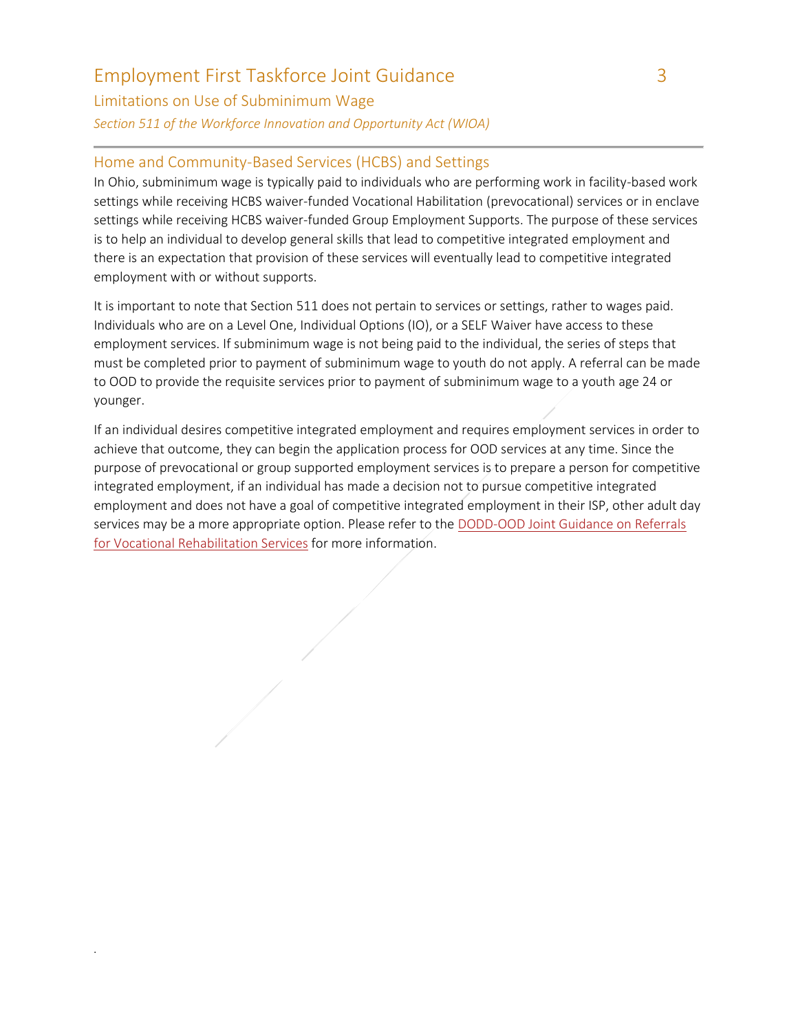## Home and Community-Based Services (HCBS) and Settings

In Ohio, subminimum wage is typically paid to individuals who are performing work in facility-based work settings while receiving HCBS waiver-funded Vocational Habilitation (prevocational) services or in enclave settings while receiving HCBS waiver-funded Group Employment Supports. The purpose of these services is to help an individual to develop general skills that lead to competitive integrated employment and there is an expectation that provision of these services will eventually lead to competitive integrated employment with or without supports.

It is important to note that Section 511 does not pertain to services or settings, rather to wages paid. Individuals who are on a Level One, Individual Options (IO), or a SELF Waiver have access to these employment services. If subminimum wage is not being paid to the individual, the series of steps that must be completed prior to payment of subminimum wage to youth do not apply. A referral can be made to OOD to provide the requisite services prior to payment of subminimum wage to a youth age 24 or younger.

If an individual desires competitive integrated employment and requires employment services in order to achieve that outcome, they can begin the application process for OOD services at any time. Since the purpose of prevocational or group supported employment services is to prepare a person for competitive integrated employment, if an individual has made a decision not to pursue competitive integrated employment and does not have a goal of competitive integrated employment in their ISP, other adult day services may be a more appropriate option. Please refer to the DODD-OOD Joint Guidance on Referrals for Vocational Rehabilitation Services for more information.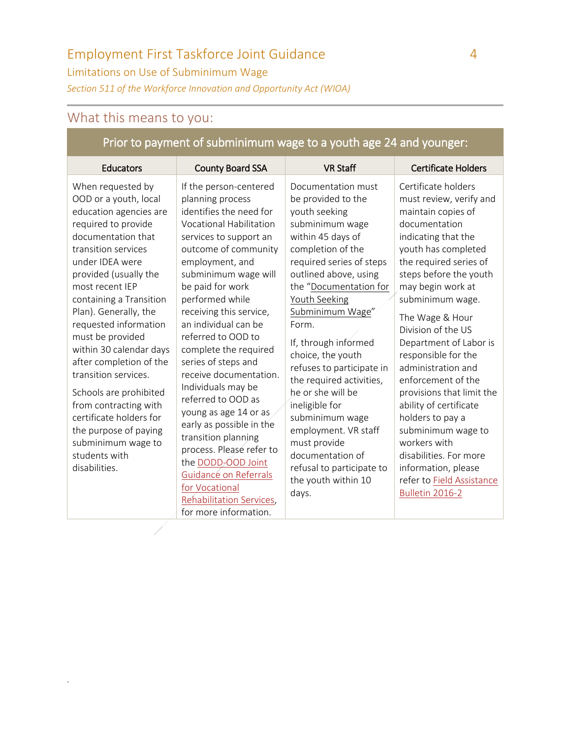## What this means to you:

| Prior to payment of subminimum wage to a youth age 24 and younger: | | | |
|---|---|---|---|
| **Educators** | **County Board SSA** | **VR Staff** | **Certificate Holders** |
| When requested by OOD or a youth, local education agencies are required to provide documentation that transition services under IDEA were provided (usually the most recent IEP containing a Transition Plan). Generally, the requested information must be provided within 30 calendar days after completion of the transition services.<br><br>Schools are prohibited from contracting with certificate holders for the purpose of paying subminimum wage to students with disabilities. | If the person-centered planning process identifies the need for Vocational Habilitation services to support an outcome of community employment, and subminimum wage will be paid for work performed while receiving this service, an individual can be referred to OOD to complete the required series of steps and receive documentation. Individuals may be referred to OOD as young as age 14 or as early as possible in the transition planning process. Please refer to the DODD-OOD Joint Guidance on Referrals for Vocational Rehabilitation Services, for more information. | Documentation must be provided to the youth seeking subminimum wage within 45 days of completion of the required series of steps outlined above, using the "Documentation for Youth Seeking Subminimum Wage" Form.<br><br>If, through informed choice, the youth refuses to participate in the required activities, he or she will be ineligible for subminimum wage employment. VR staff must provide documentation of refusal to participate to the youth within 10 days. | Certificate holders must review, verify and maintain copies of documentation indicating that the youth has completed the required series of steps before the youth may begin work at subminimum wage.<br><br>The Wage & Hour Division of the US Department of Labor is responsible for the administration and enforcement of the provisions that limit the ability of certificate holders to pay a subminimum wage to workers with disabilities. For more information, please refer to Field Assistance Bulletin 2016-2 |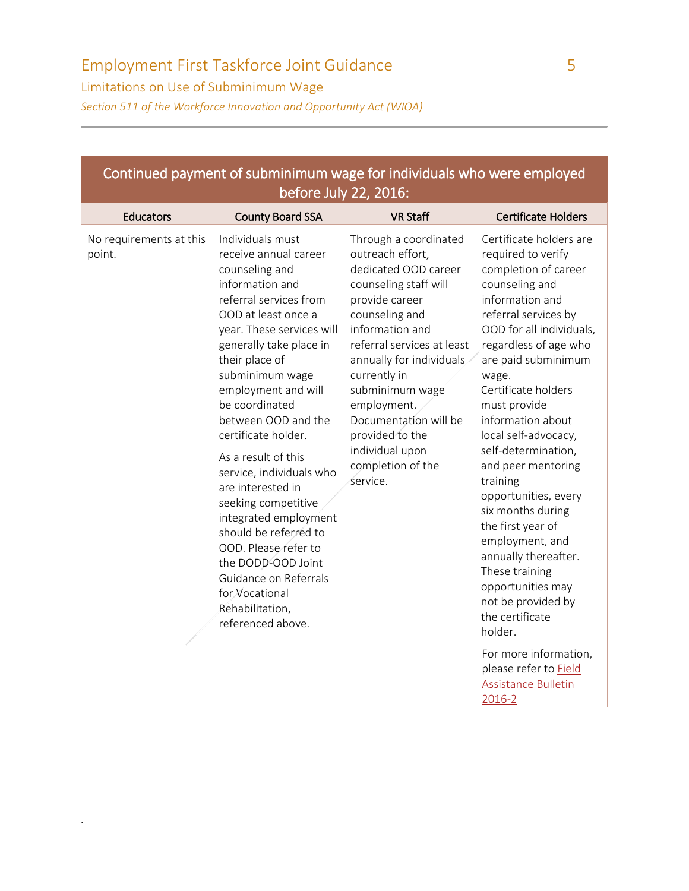| Continued payment of subminimum wage for individuals who were employed before July 22, 2016: | | | |
|---|---|---|---|
| **Educators** | **County Board SSA** | **VR Staff** | **Certificate Holders** |
| No requirements at this point. | Individuals must receive annual career counseling and information and referral services from OOD at least once a year. These services will generally take place in their place of subminimum wage employment and will be coordinated between OOD and the certificate holder.<br><br>As a result of this service, individuals who are interested in seeking competitive integrated employment should be referred to OOD. Please refer to the DODD-OOD Joint Guidance on Referrals for Vocational Rehabilitation, referenced above. | Through a coordinated outreach effort, dedicated OOD career counseling staff will provide career counseling and information and referral services at least annually for individuals currently in subminimum wage employment. Documentation will be provided to the individual upon completion of the service. | Certificate holders are required to verify completion of career counseling and information and referral services by OOD for all individuals, regardless of age who are paid subminimum wage.<br>Certificate holders must provide information about local self-advocacy, self-determination, and peer mentoring training opportunities, every six months during the first year of employment, and annually thereafter. These training opportunities may not be provided by the certificate holder.<br><br>For more information, please refer to Field Assistance Bulletin 2016-2 |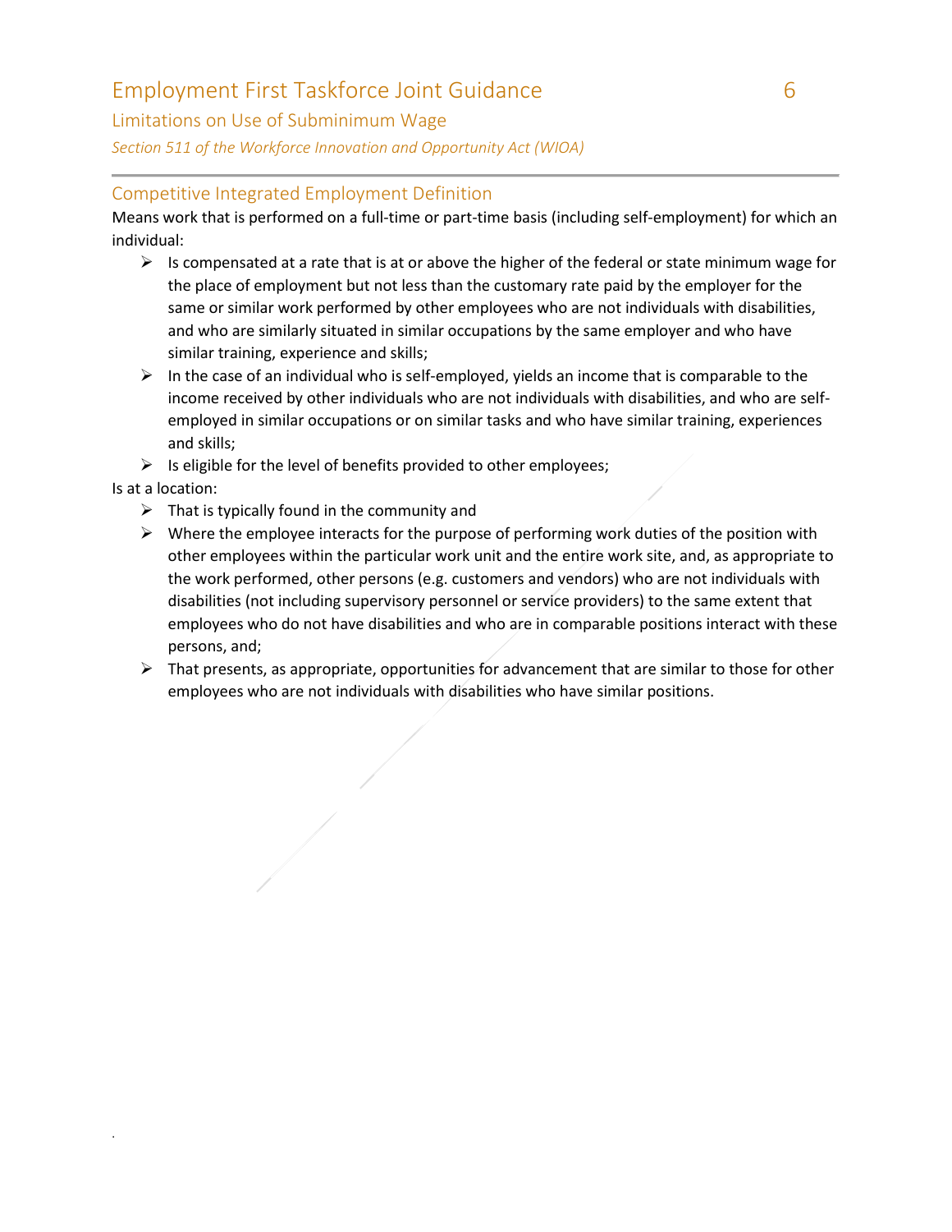## Competitive Integrated Employment Definition

Means work that is performed on a full-time or part-time basis (including self-employment) for which an individual:

- Is compensated at a rate that is at or above the higher of the federal or state minimum wage for the place of employment but not less than the customary rate paid by the employer for the same or similar work performed by other employees who are not individuals with disabilities, and who are similarly situated in similar occupations by the same employer and who have similar training, experience and skills;
- In the case of an individual who is self-employed, yields an income that is comparable to the income received by other individuals who are not individuals with disabilities, and who are self-employed in similar occupations or on similar tasks and who have similar training, experiences and skills;
- Is eligible for the level of benefits provided to other employees;

Is at a location:

- That is typically found in the community and
- Where the employee interacts for the purpose of performing work duties of the position with other employees within the particular work unit and the entire work site, and, as appropriate to the work performed, other persons (e.g. customers and vendors) who are not individuals with disabilities (not including supervisory personnel or service providers) to the same extent that employees who do not have disabilities and who are in comparable positions interact with these persons, and;
- That presents, as appropriate, opportunities for advancement that are similar to those for other employees who are not individuals with disabilities who have similar positions.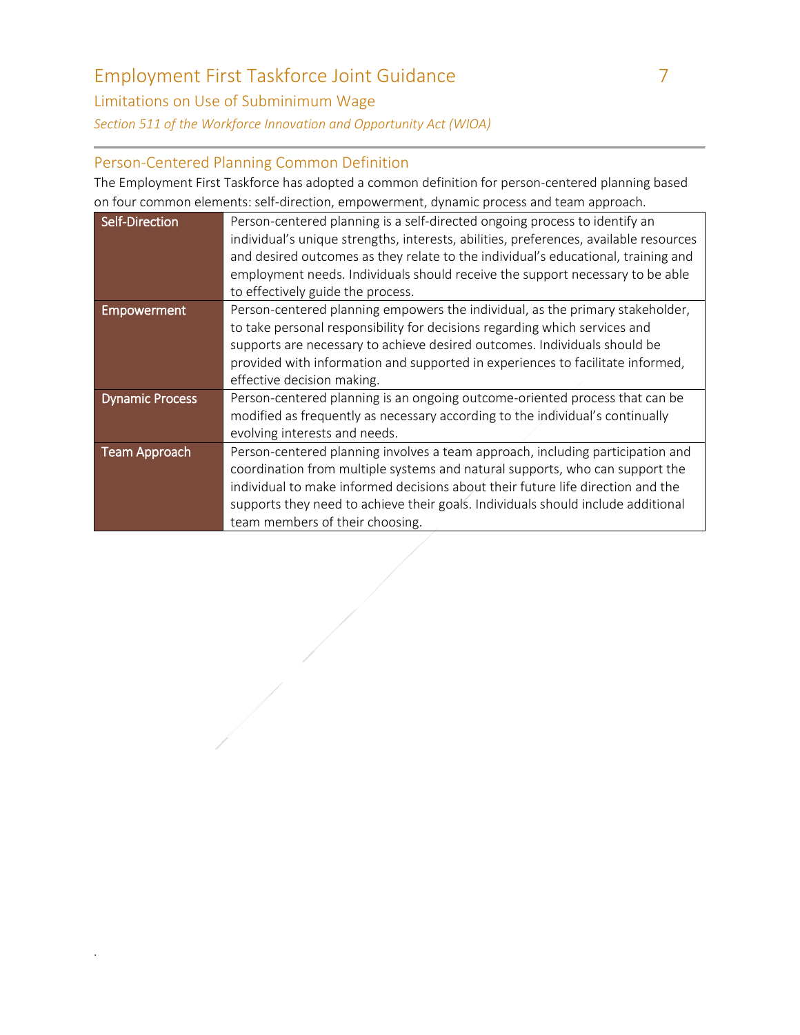## Person-Centered Planning Common Definition

The Employment First Taskforce has adopted a common definition for person-centered planning based on four common elements: self-direction, empowerment, dynamic process and team approach.

| | |
|---|---|
| Self-Direction | Person-centered planning is a self-directed ongoing process to identify an individual's unique strengths, interests, abilities, preferences, available resources and desired outcomes as they relate to the individual's educational, training and employment needs. Individuals should receive the support necessary to be able to effectively guide the process. |
| Empowerment | Person-centered planning empowers the individual, as the primary stakeholder, to take personal responsibility for decisions regarding which services and supports are necessary to achieve desired outcomes. Individuals should be provided with information and supported in experiences to facilitate informed, effective decision making. |
| Dynamic Process | Person-centered planning is an ongoing outcome-oriented process that can be modified as frequently as necessary according to the individual's continually evolving interests and needs. |
| Team Approach | Person-centered planning involves a team approach, including participation and coordination from multiple systems and natural supports, who can support the individual to make informed decisions about their future life direction and the supports they need to achieve their goals. Individuals should include additional team members of their choosing. |